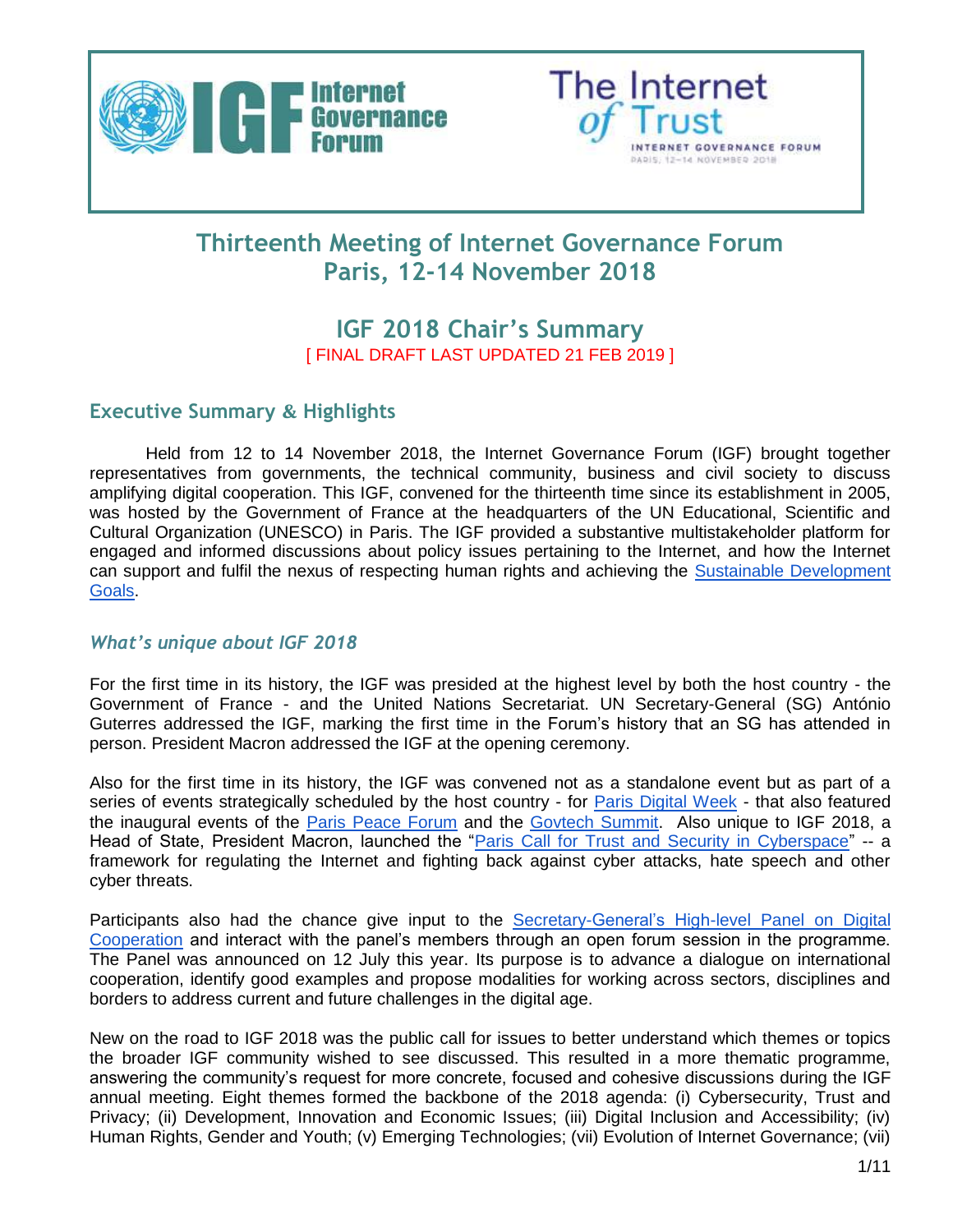# Thirteenth Meeting of Internet Governance Forum
# Paris, 12-14 November 2018

## IGF 2018 Chair's Summary

[ FINAL DRAFT LAST UPDATED 21 FEB 2019 ]

## Executive Summary & Highlights

Held from 12 to 14 November 2018, the Internet Governance Forum (IGF) brought together representatives from governments, the technical community, business and civil society to discuss amplifying digital cooperation. This IGF, convened for the thirteenth time since its establishment in 2005, was hosted by the Government of France at the headquarters of the UN Educational, Scientific and Cultural Organization (UNESCO) in Paris. The IGF provided a substantive multistakeholder platform for engaged and informed discussions about policy issues pertaining to the Internet, and how the Internet can support and fulfil the nexus of respecting human rights and achieving the Sustainable Development Goals.

### *What's unique about IGF 2018*

For the first time in its history, the IGF was presided at the highest level by both the host country - the Government of France - and the United Nations Secretariat. UN Secretary-General (SG) António Guterres addressed the IGF, marking the first time in the Forum's history that an SG has attended in person. President Macron addressed the IGF at the opening ceremony.

Also for the first time in its history, the IGF was convened not as a standalone event but as part of a series of events strategically scheduled by the host country - for Paris Digital Week - that also featured the inaugural events of the Paris Peace Forum and the Govtech Summit. Also unique to IGF 2018, a Head of State, President Macron, launched the "Paris Call for Trust and Security in Cyberspace" -- a framework for regulating the Internet and fighting back against cyber attacks, hate speech and other cyber threats.

Participants also had the chance give input to the Secretary-General's High-level Panel on Digital Cooperation and interact with the panel's members through an open forum session in the programme. The Panel was announced on 12 July this year. Its purpose is to advance a dialogue on international cooperation, identify good examples and propose modalities for working across sectors, disciplines and borders to address current and future challenges in the digital age.

New on the road to IGF 2018 was the public call for issues to better understand which themes or topics the broader IGF community wished to see discussed. This resulted in a more thematic programme, answering the community's request for more concrete, focused and cohesive discussions during the IGF annual meeting. Eight themes formed the backbone of the 2018 agenda: (i) Cybersecurity, Trust and Privacy; (ii) Development, Innovation and Economic Issues; (iii) Digital Inclusion and Accessibility; (iv) Human Rights, Gender and Youth; (v) Emerging Technologies; (vii) Evolution of Internet Governance; (vii)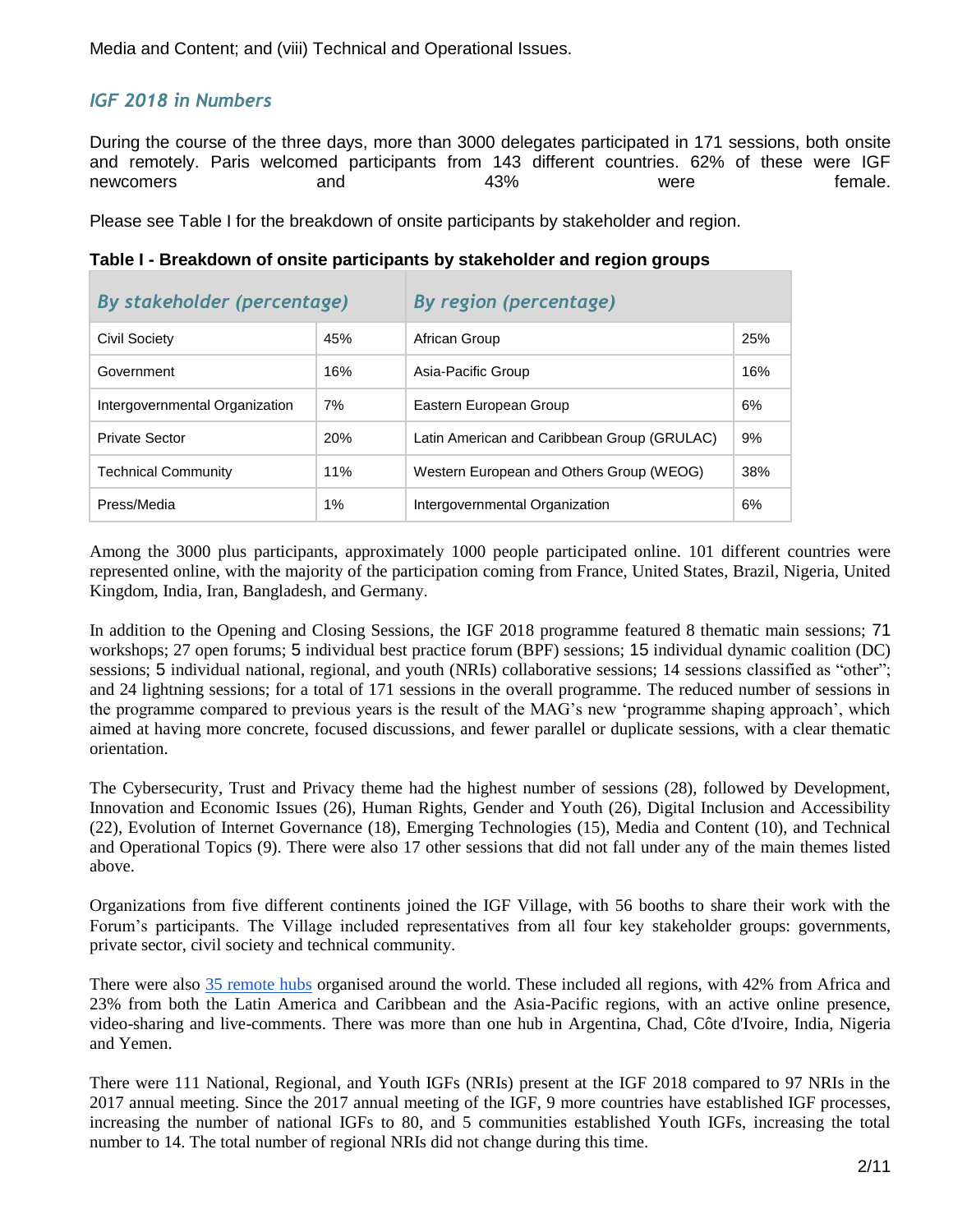Media and Content; and (viii) Technical and Operational Issues.

### *IGF 2018 in Numbers*

During the course of the three days, more than 3000 delegates participated in 171 sessions, both onsite and remotely. Paris welcomed participants from 143 different countries. 62% of these were IGF newcomers and 43% were female.

Please see Table I for the breakdown of onsite participants by stakeholder and region.

**Table I - Breakdown of onsite participants by stakeholder and region groups**

| *By stakeholder (percentage)* | | *By region (percentage)* | |
|---|---|---|---|
| Civil Society | 45% | African Group | 25% |
| Government | 16% | Asia-Pacific Group | 16% |
| Intergovernmental Organization | 7% | Eastern European Group | 6% |
| Private Sector | 20% | Latin American and Caribbean Group (GRULAC) | 9% |
| Technical Community | 11% | Western European and Others Group (WEOG) | 38% |
| Press/Media | 1% | Intergovernmental Organization | 6% |

Among the 3000 plus participants, approximately 1000 people participated online. 101 different countries were represented online, with the majority of the participation coming from France, United States, Brazil, Nigeria, United Kingdom, India, Iran, Bangladesh, and Germany.

In addition to the Opening and Closing Sessions, the IGF 2018 programme featured 8 thematic main sessions; 71 workshops; 27 open forums; 5 individual best practice forum (BPF) sessions; 15 individual dynamic coalition (DC) sessions; 5 individual national, regional, and youth (NRIs) collaborative sessions; 14 sessions classified as "other"; and 24 lightning sessions; for a total of 171 sessions in the overall programme. The reduced number of sessions in the programme compared to previous years is the result of the MAG's new 'programme shaping approach', which aimed at having more concrete, focused discussions, and fewer parallel or duplicate sessions, with a clear thematic orientation.

The Cybersecurity, Trust and Privacy theme had the highest number of sessions (28), followed by Development, Innovation and Economic Issues (26), Human Rights, Gender and Youth (26), Digital Inclusion and Accessibility (22), Evolution of Internet Governance (18), Emerging Technologies (15), Media and Content (10), and Technical and Operational Topics (9). There were also 17 other sessions that did not fall under any of the main themes listed above.

Organizations from five different continents joined the IGF Village, with 56 booths to share their work with the Forum's participants. The Village included representatives from all four key stakeholder groups: governments, private sector, civil society and technical community.

There were also 35 remote hubs organised around the world. These included all regions, with 42% from Africa and 23% from both the Latin America and Caribbean and the Asia-Pacific regions, with an active online presence, video-sharing and live-comments. There was more than one hub in Argentina, Chad, Côte d'Ivoire, India, Nigeria and Yemen.

There were 111 National, Regional, and Youth IGFs (NRIs) present at the IGF 2018 compared to 97 NRIs in the 2017 annual meeting. Since the 2017 annual meeting of the IGF, 9 more countries have established IGF processes, increasing the number of national IGFs to 80, and 5 communities established Youth IGFs, increasing the total number to 14. The total number of regional NRIs did not change during this time.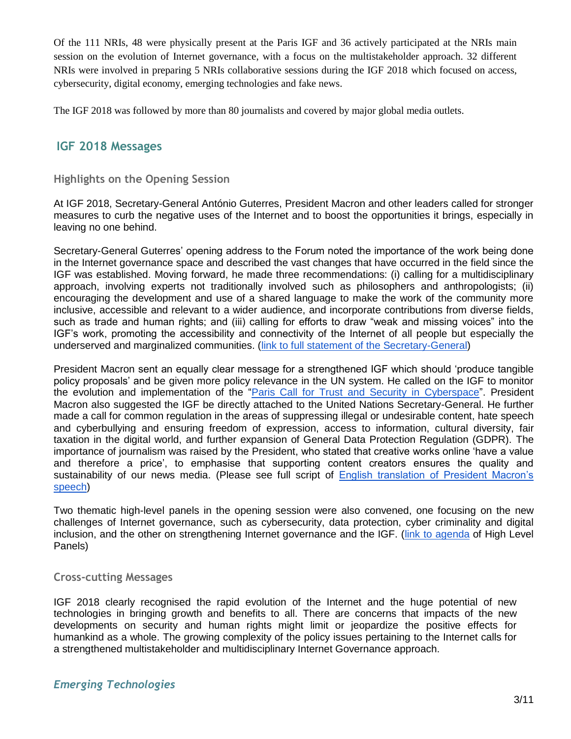Of the 111 NRIs, 48 were physically present at the Paris IGF and 36 actively participated at the NRIs main session on the evolution of Internet governance, with a focus on the multistakeholder approach. 32 different NRIs were involved in preparing 5 NRIs collaborative sessions during the IGF 2018 which focused on access, cybersecurity, digital economy, emerging technologies and fake news.

The IGF 2018 was followed by more than 80 journalists and covered by major global media outlets.

## IGF 2018 Messages

### Highlights on the Opening Session

At IGF 2018, Secretary-General António Guterres, President Macron and other leaders called for stronger measures to curb the negative uses of the Internet and to boost the opportunities it brings, especially in leaving no one behind.

Secretary-General Guterres' opening address to the Forum noted the importance of the work being done in the Internet governance space and described the vast changes that have occurred in the field since the IGF was established. Moving forward, he made three recommendations: (i) calling for a multidisciplinary approach, involving experts not traditionally involved such as philosophers and anthropologists; (ii) encouraging the development and use of a shared language to make the work of the community more inclusive, accessible and relevant to a wider audience, and incorporate contributions from diverse fields, such as trade and human rights; and (iii) calling for efforts to draw "weak and missing voices" into the IGF's work, promoting the accessibility and connectivity of the Internet of all people but especially the underserved and marginalized communities. (link to full statement of the Secretary-General)

President Macron sent an equally clear message for a strengthened IGF which should 'produce tangible policy proposals' and be given more policy relevance in the UN system. He called on the IGF to monitor the evolution and implementation of the "Paris Call for Trust and Security in Cyberspace". President Macron also suggested the IGF be directly attached to the United Nations Secretary-General. He further made a call for common regulation in the areas of suppressing illegal or undesirable content, hate speech and cyberbullying and ensuring freedom of expression, access to information, cultural diversity, fair taxation in the digital world, and further expansion of General Data Protection Regulation (GDPR). The importance of journalism was raised by the President, who stated that creative works online 'have a value and therefore a price', to emphasise that supporting content creators ensures the quality and sustainability of our news media. (Please see full script of English translation of President Macron's speech)

Two thematic high-level panels in the opening session were also convened, one focusing on the new challenges of Internet governance, such as cybersecurity, data protection, cyber criminality and digital inclusion, and the other on strengthening Internet governance and the IGF. (link to agenda of High Level Panels)

### Cross-cutting Messages

IGF 2018 clearly recognised the rapid evolution of the Internet and the huge potential of new technologies in bringing growth and benefits to all. There are concerns that impacts of the new developments on security and human rights might limit or jeopardize the positive effects for humankind as a whole. The growing complexity of the policy issues pertaining to the Internet calls for a strengthened multistakeholder and multidisciplinary Internet Governance approach.

#### *Emerging Technologies*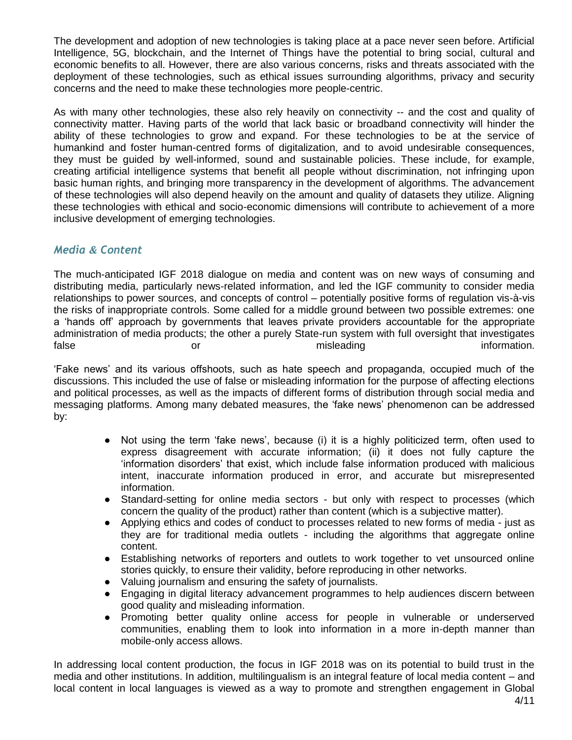The development and adoption of new technologies is taking place at a pace never seen before. Artificial Intelligence, 5G, blockchain, and the Internet of Things have the potential to bring social, cultural and economic benefits to all. However, there are also various concerns, risks and threats associated with the deployment of these technologies, such as ethical issues surrounding algorithms, privacy and security concerns and the need to make these technologies more people-centric.

As with many other technologies, these also rely heavily on connectivity -- and the cost and quality of connectivity matter. Having parts of the world that lack basic or broadband connectivity will hinder the ability of these technologies to grow and expand. For these technologies to be at the service of humankind and foster human-centred forms of digitalization, and to avoid undesirable consequences, they must be guided by well-informed, sound and sustainable policies. These include, for example, creating artificial intelligence systems that benefit all people without discrimination, not infringing upon basic human rights, and bringing more transparency in the development of algorithms. The advancement of these technologies will also depend heavily on the amount and quality of datasets they utilize. Aligning these technologies with ethical and socio-economic dimensions will contribute to achievement of a more inclusive development of emerging technologies.

### *Media & Content*

The much-anticipated IGF 2018 dialogue on media and content was on new ways of consuming and distributing media, particularly news-related information, and led the IGF community to consider media relationships to power sources, and concepts of control – potentially positive forms of regulation vis-à-vis the risks of inappropriate controls. Some called for a middle ground between two possible extremes: one a 'hands off' approach by governments that leaves private providers accountable for the appropriate administration of media products; the other a purely State-run system with full oversight that investigates false or misleading information.

'Fake news' and its various offshoots, such as hate speech and propaganda, occupied much of the discussions. This included the use of false or misleading information for the purpose of affecting elections and political processes, as well as the impacts of different forms of distribution through social media and messaging platforms. Among many debated measures, the 'fake news' phenomenon can be addressed by:

- Not using the term 'fake news', because (i) it is a highly politicized term, often used to express disagreement with accurate information; (ii) it does not fully capture the 'information disorders' that exist, which include false information produced with malicious intent, inaccurate information produced in error, and accurate but misrepresented information.
- Standard-setting for online media sectors - but only with respect to processes (which concern the quality of the product) rather than content (which is a subjective matter).
- Applying ethics and codes of conduct to processes related to new forms of media - just as they are for traditional media outlets - including the algorithms that aggregate online content.
- Establishing networks of reporters and outlets to work together to vet unsourced online stories quickly, to ensure their validity, before reproducing in other networks.
- Valuing journalism and ensuring the safety of journalists.
- Engaging in digital literacy advancement programmes to help audiences discern between good quality and misleading information.
- Promoting better quality online access for people in vulnerable or underserved communities, enabling them to look into information in a more in-depth manner than mobile-only access allows.

In addressing local content production, the focus in IGF 2018 was on its potential to build trust in the media and other institutions. In addition, multilingualism is an integral feature of local media content – and local content in local languages is viewed as a way to promote and strengthen engagement in Global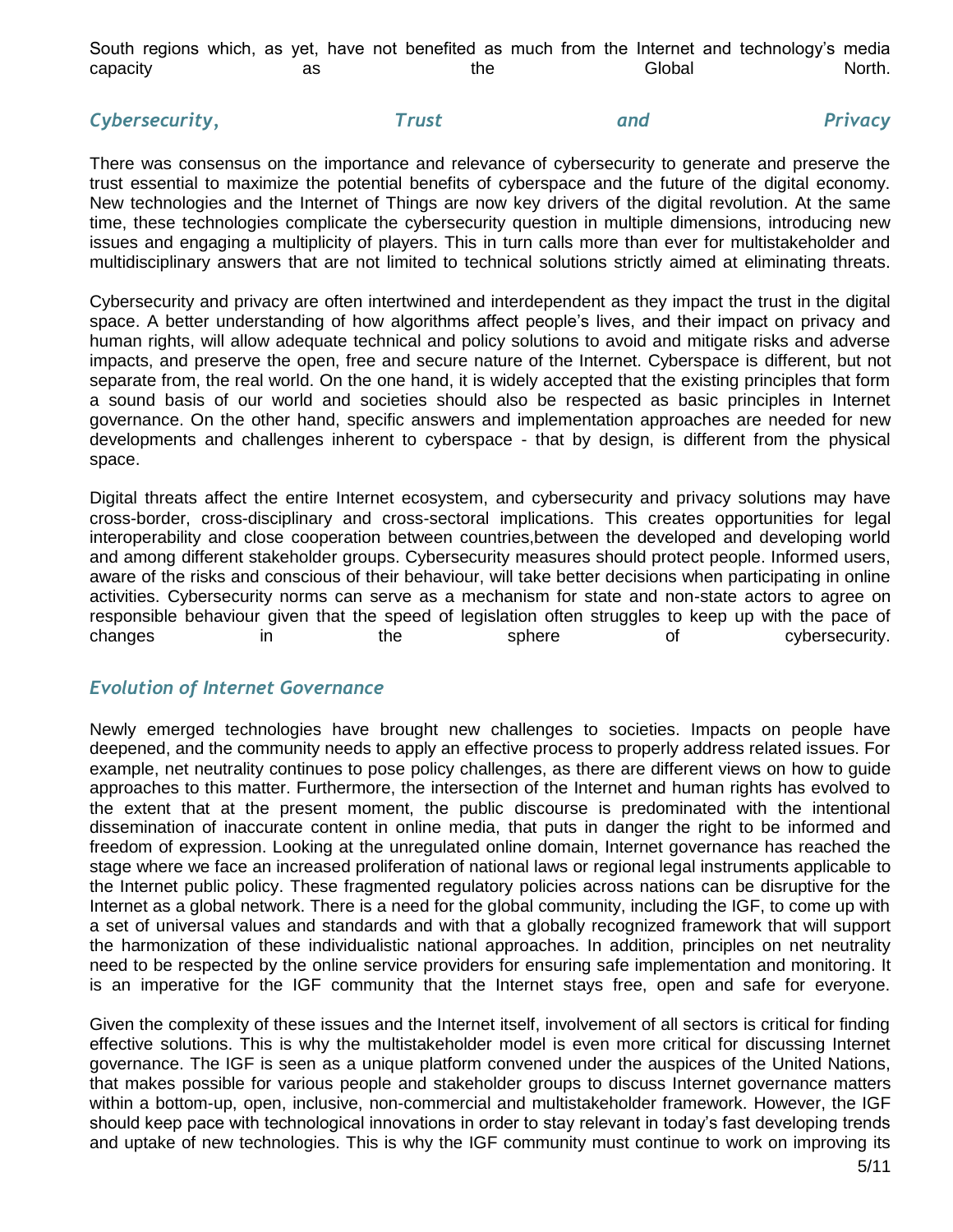South regions which, as yet, have not benefited as much from the Internet and technology's media capacity as the Global North.

## *Cybersecurity, Trust and Privacy*

There was consensus on the importance and relevance of cybersecurity to generate and preserve the trust essential to maximize the potential benefits of cyberspace and the future of the digital economy. New technologies and the Internet of Things are now key drivers of the digital revolution. At the same time, these technologies complicate the cybersecurity question in multiple dimensions, introducing new issues and engaging a multiplicity of players. This in turn calls more than ever for multistakeholder and multidisciplinary answers that are not limited to technical solutions strictly aimed at eliminating threats.

Cybersecurity and privacy are often intertwined and interdependent as they impact the trust in the digital space. A better understanding of how algorithms affect people's lives, and their impact on privacy and human rights, will allow adequate technical and policy solutions to avoid and mitigate risks and adverse impacts, and preserve the open, free and secure nature of the Internet. Cyberspace is different, but not separate from, the real world. On the one hand, it is widely accepted that the existing principles that form a sound basis of our world and societies should also be respected as basic principles in Internet governance. On the other hand, specific answers and implementation approaches are needed for new developments and challenges inherent to cyberspace - that by design, is different from the physical space.

Digital threats affect the entire Internet ecosystem, and cybersecurity and privacy solutions may have cross-border, cross-disciplinary and cross-sectoral implications. This creates opportunities for legal interoperability and close cooperation between countries,between the developed and developing world and among different stakeholder groups. Cybersecurity measures should protect people. Informed users, aware of the risks and conscious of their behaviour, will take better decisions when participating in online activities. Cybersecurity norms can serve as a mechanism for state and non-state actors to agree on responsible behaviour given that the speed of legislation often struggles to keep up with the pace of changes in the sphere of cybersecurity.

## *Evolution of Internet Governance*

Newly emerged technologies have brought new challenges to societies. Impacts on people have deepened, and the community needs to apply an effective process to properly address related issues. For example, net neutrality continues to pose policy challenges, as there are different views on how to guide approaches to this matter. Furthermore, the intersection of the Internet and human rights has evolved to the extent that at the present moment, the public discourse is predominated with the intentional dissemination of inaccurate content in online media, that puts in danger the right to be informed and freedom of expression. Looking at the unregulated online domain, Internet governance has reached the stage where we face an increased proliferation of national laws or regional legal instruments applicable to the Internet public policy. These fragmented regulatory policies across nations can be disruptive for the Internet as a global network. There is a need for the global community, including the IGF, to come up with a set of universal values and standards and with that a globally recognized framework that will support the harmonization of these individualistic national approaches. In addition, principles on net neutrality need to be respected by the online service providers for ensuring safe implementation and monitoring. It is an imperative for the IGF community that the Internet stays free, open and safe for everyone.

Given the complexity of these issues and the Internet itself, involvement of all sectors is critical for finding effective solutions. This is why the multistakeholder model is even more critical for discussing Internet governance. The IGF is seen as a unique platform convened under the auspices of the United Nations, that makes possible for various people and stakeholder groups to discuss Internet governance matters within a bottom-up, open, inclusive, non-commercial and multistakeholder framework. However, the IGF should keep pace with technological innovations in order to stay relevant in today's fast developing trends and uptake of new technologies. This is why the IGF community must continue to work on improving its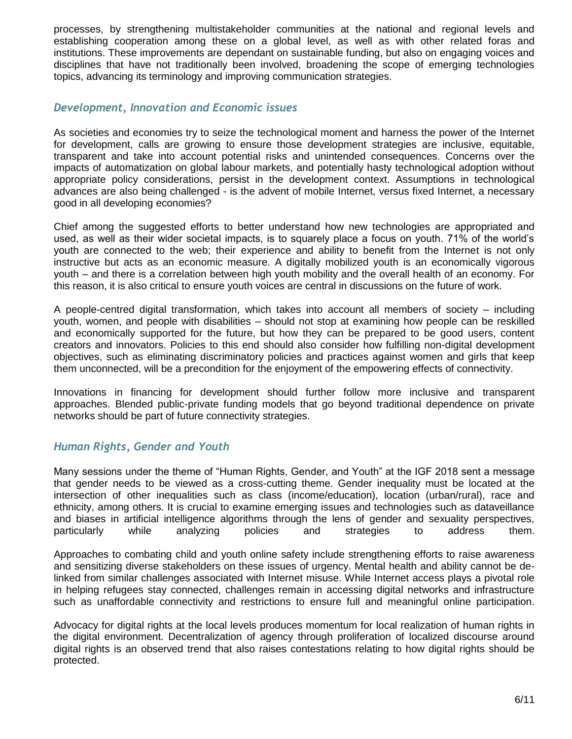processes, by strengthening multistakeholder communities at the national and regional levels and establishing cooperation among these on a global level, as well as with other related foras and institutions. These improvements are dependant on sustainable funding, but also on engaging voices and disciplines that have not traditionally been involved, broadening the scope of emerging technologies topics, advancing its terminology and improving communication strategies.

### *Development, Innovation and Economic issues*

As societies and economies try to seize the technological moment and harness the power of the Internet for development, calls are growing to ensure those development strategies are inclusive, equitable, transparent and take into account potential risks and unintended consequences. Concerns over the impacts of automatization on global labour markets, and potentially hasty technological adoption without appropriate policy considerations, persist in the development context. Assumptions in technological advances are also being challenged - is the advent of mobile Internet, versus fixed Internet, a necessary good in all developing economies?

Chief among the suggested efforts to better understand how new technologies are appropriated and used, as well as their wider societal impacts, is to squarely place a focus on youth. 71% of the world's youth are connected to the web; their experience and ability to benefit from the Internet is not only instructive but acts as an economic measure. A digitally mobilized youth is an economically vigorous youth – and there is a correlation between high youth mobility and the overall health of an economy. For this reason, it is also critical to ensure youth voices are central in discussions on the future of work.

A people-centred digital transformation, which takes into account all members of society – including youth, women, and people with disabilities – should not stop at examining how people can be reskilled and economically supported for the future, but how they can be prepared to be good users, content creators and innovators. Policies to this end should also consider how fulfilling non-digital development objectives, such as eliminating discriminatory policies and practices against women and girls that keep them unconnected, will be a precondition for the enjoyment of the empowering effects of connectivity.

Innovations in financing for development should further follow more inclusive and transparent approaches. Blended public-private funding models that go beyond traditional dependence on private networks should be part of future connectivity strategies.

### *Human Rights, Gender and Youth*

Many sessions under the theme of "Human Rights, Gender, and Youth" at the IGF 2018 sent a message that gender needs to be viewed as a cross-cutting theme. Gender inequality must be located at the intersection of other inequalities such as class (income/education), location (urban/rural), race and ethnicity, among others. It is crucial to examine emerging issues and technologies such as dataveillance and biases in artificial intelligence algorithms through the lens of gender and sexuality perspectives, particularly while analyzing policies and strategies to address them.

Approaches to combating child and youth online safety include strengthening efforts to raise awareness and sensitizing diverse stakeholders on these issues of urgency. Mental health and ability cannot be de-linked from similar challenges associated with Internet misuse. While Internet access plays a pivotal role in helping refugees stay connected, challenges remain in accessing digital networks and infrastructure such as unaffordable connectivity and restrictions to ensure full and meaningful online participation.

Advocacy for digital rights at the local levels produces momentum for local realization of human rights in the digital environment. Decentralization of agency through proliferation of localized discourse around digital rights is an observed trend that also raises contestations relating to how digital rights should be protected.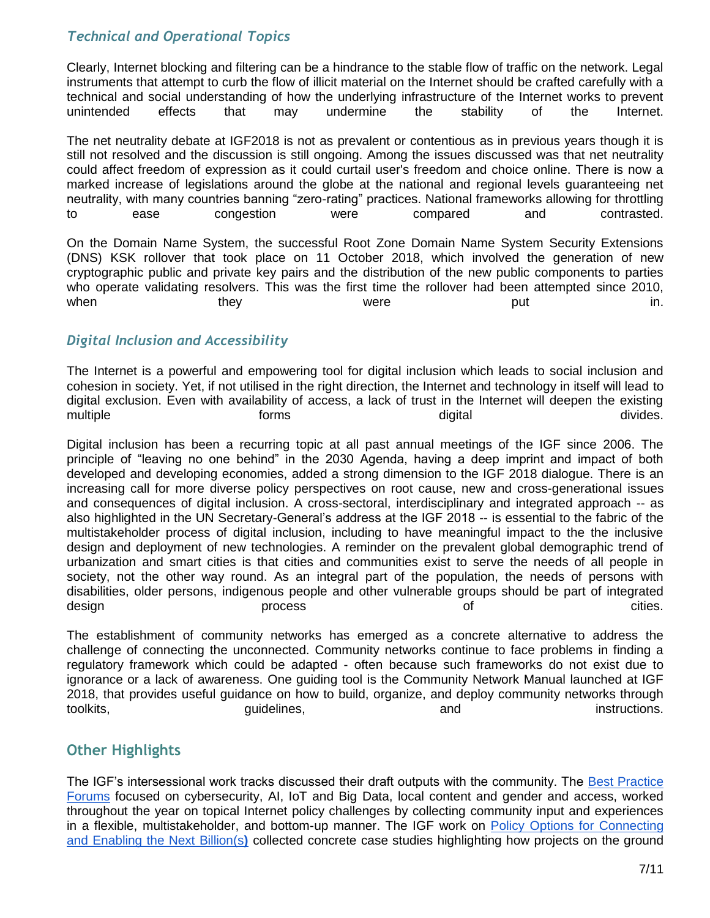### *Technical and Operational Topics*

Clearly, Internet blocking and filtering can be a hindrance to the stable flow of traffic on the network. Legal instruments that attempt to curb the flow of illicit material on the Internet should be crafted carefully with a technical and social understanding of how the underlying infrastructure of the Internet works to prevent unintended effects that may undermine the stability of the Internet.

The net neutrality debate at IGF2018 is not as prevalent or contentious as in previous years though it is still not resolved and the discussion is still ongoing. Among the issues discussed was that net neutrality could affect freedom of expression as it could curtail user's freedom and choice online. There is now a marked increase of legislations around the globe at the national and regional levels guaranteeing net neutrality, with many countries banning "zero-rating" practices. National frameworks allowing for throttling to ease congestion were compared and contrasted.

On the Domain Name System, the successful Root Zone Domain Name System Security Extensions (DNS) KSK rollover that took place on 11 October 2018, which involved the generation of new cryptographic public and private key pairs and the distribution of the new public components to parties who operate validating resolvers. This was the first time the rollover had been attempted since 2010, when they were put in.

### *Digital Inclusion and Accessibility*

The Internet is a powerful and empowering tool for digital inclusion which leads to social inclusion and cohesion in society. Yet, if not utilised in the right direction, the Internet and technology in itself will lead to digital exclusion. Even with availability of access, a lack of trust in the Internet will deepen the existing multiple forms digital divides.

Digital inclusion has been a recurring topic at all past annual meetings of the IGF since 2006. The principle of "leaving no one behind" in the 2030 Agenda, having a deep imprint and impact of both developed and developing economies, added a strong dimension to the IGF 2018 dialogue. There is an increasing call for more diverse policy perspectives on root cause, new and cross-generational issues and consequences of digital inclusion. A cross-sectoral, interdisciplinary and integrated approach -- as also highlighted in the UN Secretary-General's address at the IGF 2018 -- is essential to the fabric of the multistakeholder process of digital inclusion, including to have meaningful impact to the the inclusive design and deployment of new technologies. A reminder on the prevalent global demographic trend of urbanization and smart cities is that cities and communities exist to serve the needs of all people in society, not the other way round. As an integral part of the population, the needs of persons with disabilities, older persons, indigenous people and other vulnerable groups should be part of integrated design process of cities.

The establishment of community networks has emerged as a concrete alternative to address the challenge of connecting the unconnected. Community networks continue to face problems in finding a regulatory framework which could be adapted - often because such frameworks do not exist due to ignorance or a lack of awareness. One guiding tool is the Community Network Manual launched at IGF 2018, that provides useful guidance on how to build, organize, and deploy community networks through toolkits, guidelines, and instructions.

## Other Highlights

The IGF's intersessional work tracks discussed their draft outputs with the community. The Best Practice Forums focused on cybersecurity, AI, IoT and Big Data, local content and gender and access, worked throughout the year on topical Internet policy challenges by collecting community input and experiences in a flexible, multistakeholder, and bottom-up manner. The IGF work on Policy Options for Connecting and Enabling the Next Billion(s) collected concrete case studies highlighting how projects on the ground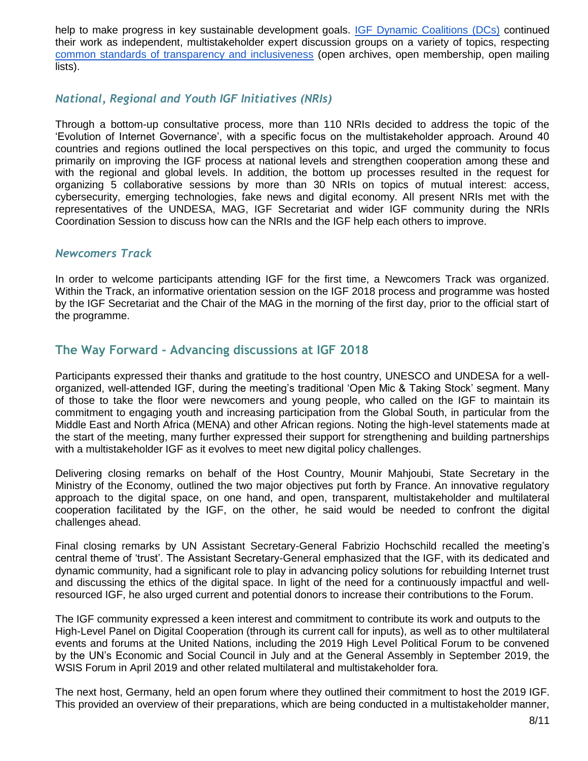help to make progress in key sustainable development goals. [IGF Dynamic Coalitions (DCs)]() continued their work as independent, multistakeholder expert discussion groups on a variety of topics, respecting [common standards of transparency and inclusiveness]() (open archives, open membership, open mailing lists).

### *National, Regional and Youth IGF Initiatives (NRIs)*

Through a bottom-up consultative process, more than 110 NRIs decided to address the topic of the 'Evolution of Internet Governance', with a specific focus on the multistakeholder approach. Around 40 countries and regions outlined the local perspectives on this topic, and urged the community to focus primarily on improving the IGF process at national levels and strengthen cooperation among these and with the regional and global levels. In addition, the bottom up processes resulted in the request for organizing 5 collaborative sessions by more than 30 NRIs on topics of mutual interest: access, cybersecurity, emerging technologies, fake news and digital economy. All present NRIs met with the representatives of the UNDESA, MAG, IGF Secretariat and wider IGF community during the NRIs Coordination Session to discuss how can the NRIs and the IGF help each others to improve.

### *Newcomers Track*

In order to welcome participants attending IGF for the first time, a Newcomers Track was organized. Within the Track, an informative orientation session on the IGF 2018 process and programme was hosted by the IGF Secretariat and the Chair of the MAG in the morning of the first day, prior to the official start of the programme.

## The Way Forward - Advancing discussions at IGF 2018

Participants expressed their thanks and gratitude to the host country, UNESCO and UNDESA for a well-organized, well-attended IGF, during the meeting's traditional 'Open Mic & Taking Stock' segment. Many of those to take the floor were newcomers and young people, who called on the IGF to maintain its commitment to engaging youth and increasing participation from the Global South, in particular from the Middle East and North Africa (MENA) and other African regions. Noting the high-level statements made at the start of the meeting, many further expressed their support for strengthening and building partnerships with a multistakeholder IGF as it evolves to meet new digital policy challenges.

Delivering closing remarks on behalf of the Host Country, Mounir Mahjoubi, State Secretary in the Ministry of the Economy, outlined the two major objectives put forth by France. An innovative regulatory approach to the digital space, on one hand, and open, transparent, multistakeholder and multilateral cooperation facilitated by the IGF, on the other, he said would be needed to confront the digital challenges ahead.

Final closing remarks by UN Assistant Secretary-General Fabrizio Hochschild recalled the meeting's central theme of 'trust'. The Assistant Secretary-General emphasized that the IGF, with its dedicated and dynamic community, had a significant role to play in advancing policy solutions for rebuilding Internet trust and discussing the ethics of the digital space. In light of the need for a continuously impactful and well-resourced IGF, he also urged current and potential donors to increase their contributions to the Forum.

The IGF community expressed a keen interest and commitment to contribute its work and outputs to the High-Level Panel on Digital Cooperation (through its current call for inputs), as well as to other multilateral events and forums at the United Nations, including the 2019 High Level Political Forum to be convened by the UN's Economic and Social Council in July and at the General Assembly in September 2019, the WSIS Forum in April 2019 and other related multilateral and multistakeholder fora.

The next host, Germany, held an open forum where they outlined their commitment to host the 2019 IGF. This provided an overview of their preparations, which are being conducted in a multistakeholder manner,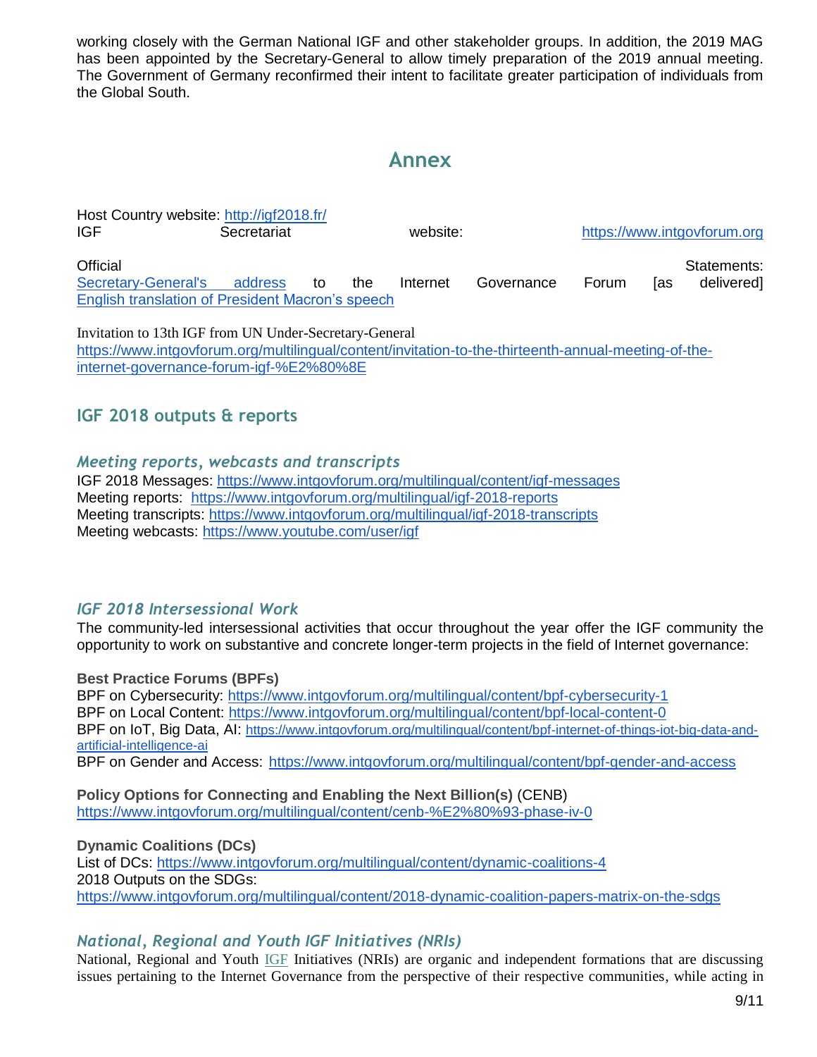working closely with the German National IGF and other stakeholder groups. In addition, the 2019 MAG has been appointed by the Secretary-General to allow timely preparation of the 2019 annual meeting. The Government of Germany reconfirmed their intent to facilitate greater participation of individuals from the Global South.

# Annex

Host Country website: http://igf2018.fr/
IGF Secretariat website: https://www.intgovforum.org

Official Statements:
Secretary-General's address to the Internet Governance Forum [as delivered]
English translation of President Macron's speech

Invitation to 13th IGF from UN Under-Secretary-General
https://www.intgovforum.org/multilingual/content/invitation-to-the-thirteenth-annual-meeting-of-the-internet-governance-forum-igf-%E2%80%8E

## IGF 2018 outputs & reports

### *Meeting reports, webcasts and transcripts*

IGF 2018 Messages: https://www.intgovforum.org/multilingual/content/igf-messages
Meeting reports: https://www.intgovforum.org/multilingual/igf-2018-reports
Meeting transcripts: https://www.intgovforum.org/multilingual/igf-2018-transcripts
Meeting webcasts: https://www.youtube.com/user/igf

### *IGF 2018 Intersessional Work*

The community-led intersessional activities that occur throughout the year offer the IGF community the opportunity to work on substantive and concrete longer-term projects in the field of Internet governance:

**Best Practice Forums (BPFs)**
BPF on Cybersecurity: https://www.intgovforum.org/multilingual/content/bpf-cybersecurity-1
BPF on Local Content: https://www.intgovforum.org/multilingual/content/bpf-local-content-0
BPF on IoT, Big Data, AI: https://www.intgovforum.org/multilingual/content/bpf-internet-of-things-iot-big-data-and-artificial-intelligence-ai
BPF on Gender and Access: https://www.intgovforum.org/multilingual/content/bpf-gender-and-access

**Policy Options for Connecting and Enabling the Next Billion(s)** (CENB)
https://www.intgovforum.org/multilingual/content/cenb-%E2%80%93-phase-iv-0

**Dynamic Coalitions (DCs)**
List of DCs: https://www.intgovforum.org/multilingual/content/dynamic-coalitions-4
2018 Outputs on the SDGs:
https://www.intgovforum.org/multilingual/content/2018-dynamic-coalition-papers-matrix-on-the-sdgs

### *National, Regional and Youth IGF Initiatives (NRIs)*

National, Regional and Youth IGF Initiatives (NRIs) are organic and independent formations that are discussing issues pertaining to the Internet Governance from the perspective of their respective communities, while acting in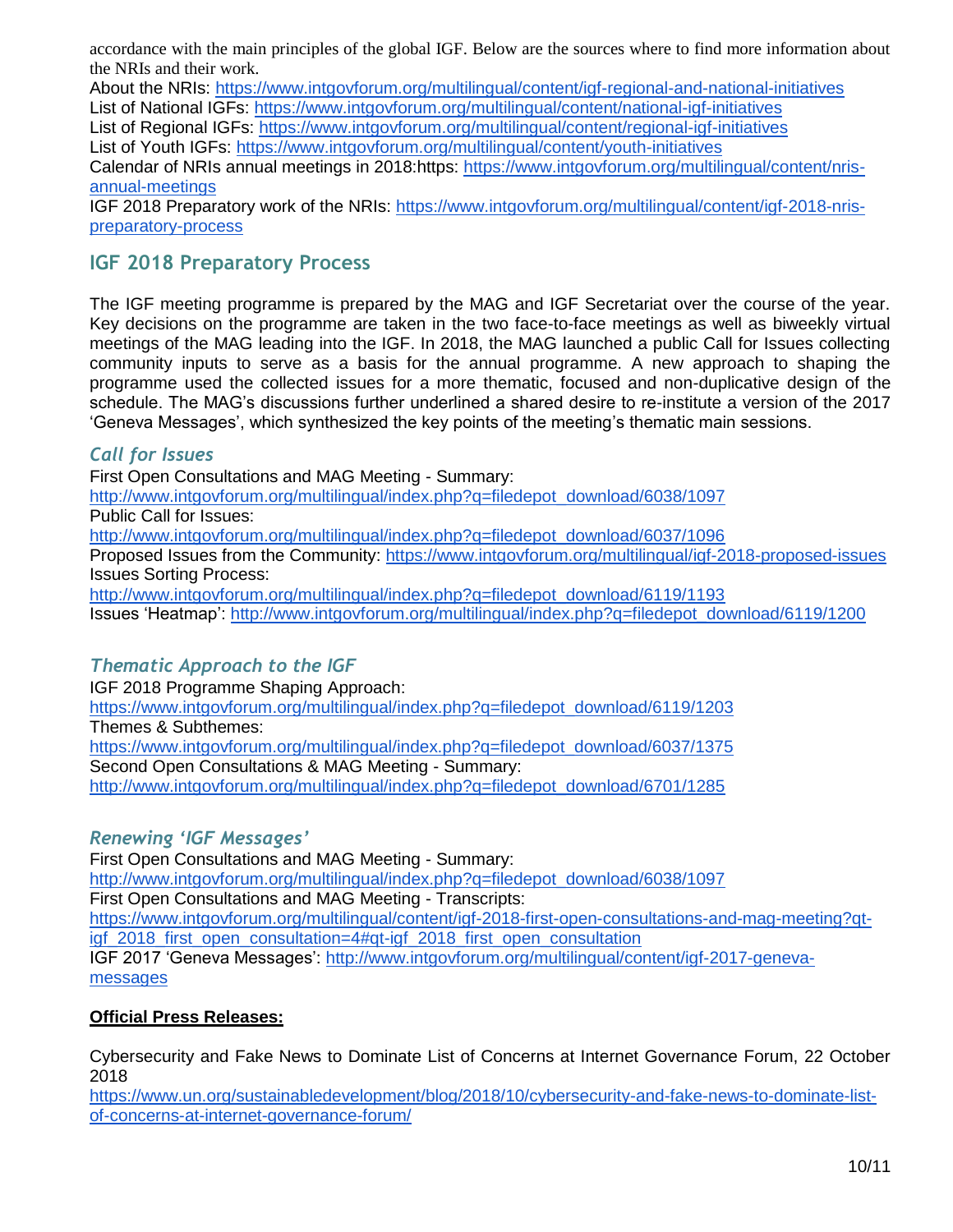accordance with the main principles of the global IGF. Below are the sources where to find more information about the NRIs and their work.

About the NRIs: https://www.intgovforum.org/multilingual/content/igf-regional-and-national-initiatives
List of National IGFs: https://www.intgovforum.org/multilingual/content/national-igf-initiatives
List of Regional IGFs: https://www.intgovforum.org/multilingual/content/regional-igf-initiatives
List of Youth IGFs: https://www.intgovforum.org/multilingual/content/youth-initiatives
Calendar of NRIs annual meetings in 2018:https: https://www.intgovforum.org/multilingual/content/nris-annual-meetings
IGF 2018 Preparatory work of the NRIs: https://www.intgovforum.org/multilingual/content/igf-2018-nris-preparatory-process

## IGF 2018 Preparatory Process

The IGF meeting programme is prepared by the MAG and IGF Secretariat over the course of the year. Key decisions on the programme are taken in the two face-to-face meetings as well as biweekly virtual meetings of the MAG leading into the IGF. In 2018, the MAG launched a public Call for Issues collecting community inputs to serve as a basis for the annual programme. A new approach to shaping the programme used the collected issues for a more thematic, focused and non-duplicative design of the schedule. The MAG's discussions further underlined a shared desire to re-institute a version of the 2017 'Geneva Messages', which synthesized the key points of the meeting's thematic main sessions.

### *Call for Issues*

First Open Consultations and MAG Meeting - Summary:
http://www.intgovforum.org/multilingual/index.php?q=filedepot_download/6038/1097
Public Call for Issues:
http://www.intgovforum.org/multilingual/index.php?q=filedepot_download/6037/1096
Proposed Issues from the Community: https://www.intgovforum.org/multilingual/igf-2018-proposed-issues
Issues Sorting Process:
http://www.intgovforum.org/multilingual/index.php?q=filedepot_download/6119/1193
Issues 'Heatmap': http://www.intgovforum.org/multilingual/index.php?q=filedepot_download/6119/1200

### *Thematic Approach to the IGF*

IGF 2018 Programme Shaping Approach:
https://www.intgovforum.org/multilingual/index.php?q=filedepot_download/6119/1203
Themes & Subthemes:
https://www.intgovforum.org/multilingual/index.php?q=filedepot_download/6037/1375
Second Open Consultations & MAG Meeting - Summary:
http://www.intgovforum.org/multilingual/index.php?q=filedepot_download/6701/1285

### *Renewing 'IGF Messages'*

First Open Consultations and MAG Meeting - Summary:
http://www.intgovforum.org/multilingual/index.php?q=filedepot_download/6038/1097
First Open Consultations and MAG Meeting - Transcripts:
https://www.intgovforum.org/multilingual/content/igf-2018-first-open-consultations-and-mag-meeting?qt-igf_2018_first_open_consultation=4#qt-igf_2018_first_open_consultation
IGF 2017 'Geneva Messages': http://www.intgovforum.org/multilingual/content/igf-2017-geneva-messages

**Official Press Releases:**

Cybersecurity and Fake News to Dominate List of Concerns at Internet Governance Forum, 22 October 2018
https://www.un.org/sustainabledevelopment/blog/2018/10/cybersecurity-and-fake-news-to-dominate-list-of-concerns-at-internet-governance-forum/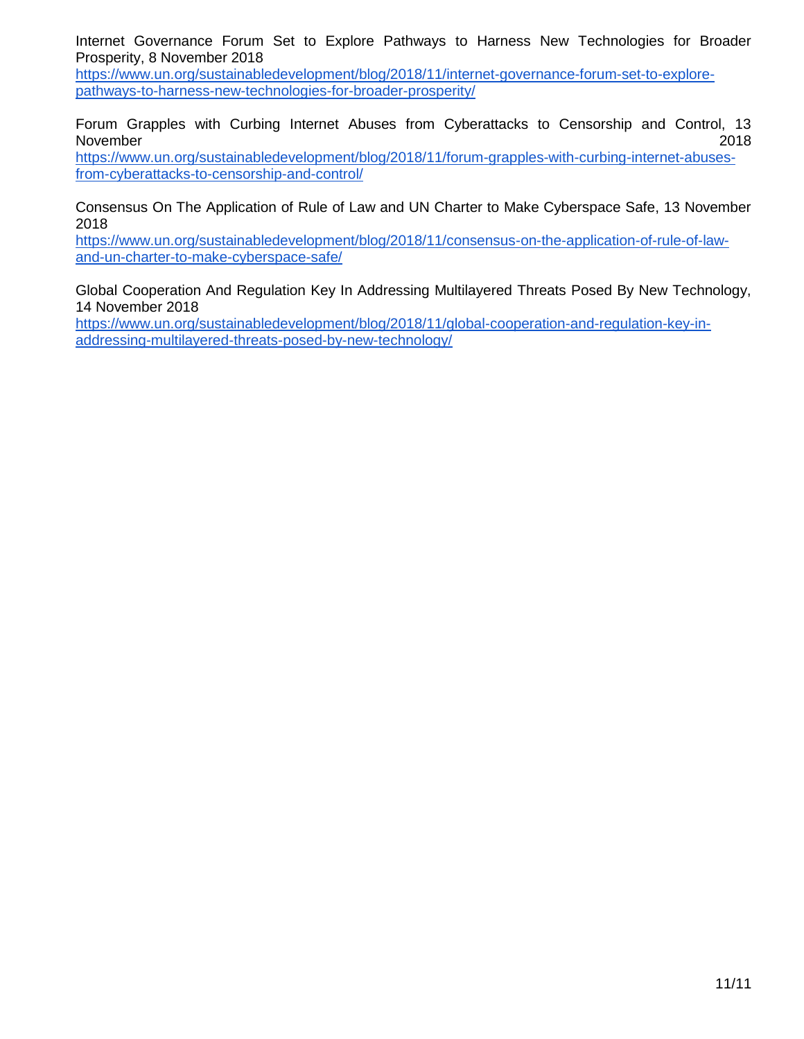Internet Governance Forum Set to Explore Pathways to Harness New Technologies for Broader Prosperity, 8 November 2018
https://www.un.org/sustainabledevelopment/blog/2018/11/internet-governance-forum-set-to-explore-pathways-to-harness-new-technologies-for-broader-prosperity/

Forum Grapples with Curbing Internet Abuses from Cyberattacks to Censorship and Control, 13 November 2018
https://www.un.org/sustainabledevelopment/blog/2018/11/forum-grapples-with-curbing-internet-abuses-from-cyberattacks-to-censorship-and-control/

Consensus On The Application of Rule of Law and UN Charter to Make Cyberspace Safe, 13 November 2018
https://www.un.org/sustainabledevelopment/blog/2018/11/consensus-on-the-application-of-rule-of-law-and-un-charter-to-make-cyberspace-safe/

Global Cooperation And Regulation Key In Addressing Multilayered Threats Posed By New Technology, 14 November 2018
https://www.un.org/sustainabledevelopment/blog/2018/11/global-cooperation-and-regulation-key-in-addressing-multilayered-threats-posed-by-new-technology/